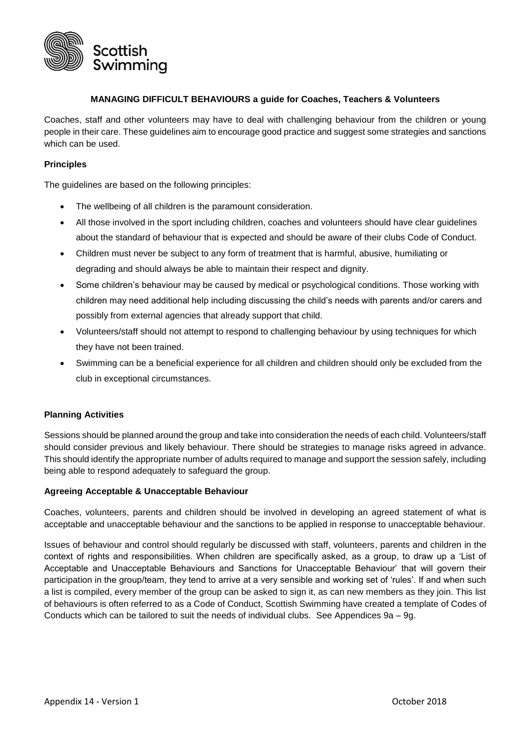**MANAGING DIFFICULT BEHAVIOURS a guide for Coaches, Teachers & Volunteers**

Coaches, staff and other volunteers may have to deal with challenging behaviour from the children or young people in their care. These guidelines aim to encourage good practice and suggest some strategies and sanctions which can be used.

**Principles**

The guidelines are based on the following principles:

- The wellbeing of all children is the paramount consideration.
- All those involved in the sport including children, coaches and volunteers should have clear guidelines about the standard of behaviour that is expected and should be aware of their clubs Code of Conduct.
- Children must never be subject to any form of treatment that is harmful, abusive, humiliating or degrading and should always be able to maintain their respect and dignity.
- Some children's behaviour may be caused by medical or psychological conditions. Those working with children may need additional help including discussing the child's needs with parents and/or carers and possibly from external agencies that already support that child.
- Volunteers/staff should not attempt to respond to challenging behaviour by using techniques for which they have not been trained.
- Swimming can be a beneficial experience for all children and children should only be excluded from the club in exceptional circumstances.

**Planning Activities**

Sessions should be planned around the group and take into consideration the needs of each child. Volunteers/staff should consider previous and likely behaviour. There should be strategies to manage risks agreed in advance. This should identify the appropriate number of adults required to manage and support the session safely, including being able to respond adequately to safeguard the group.

**Agreeing Acceptable & Unacceptable Behaviour**

Coaches, volunteers, parents and children should be involved in developing an agreed statement of what is acceptable and unacceptable behaviour and the sanctions to be applied in response to unacceptable behaviour.

Issues of behaviour and control should regularly be discussed with staff, volunteers, parents and children in the context of rights and responsibilities. When children are specifically asked, as a group, to draw up a 'List of Acceptable and Unacceptable Behaviours and Sanctions for Unacceptable Behaviour' that will govern their participation in the group/team, they tend to arrive at a very sensible and working set of 'rules'. If and when such a list is compiled, every member of the group can be asked to sign it, as can new members as they join. This list of behaviours is often referred to as a Code of Conduct, Scottish Swimming have created a template of Codes of Conducts which can be tailored to suit the needs of individual clubs. See Appendices 9a – 9g.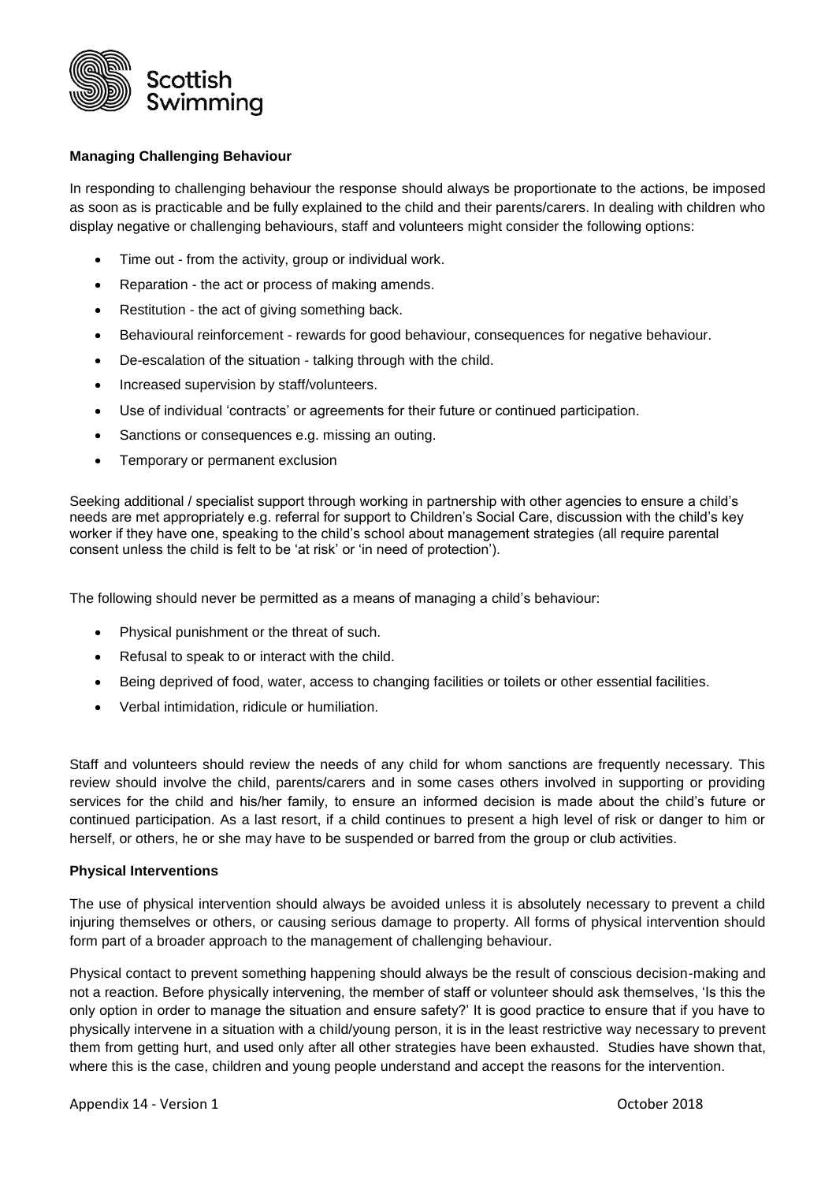## Managing Challenging Behaviour

In responding to challenging behaviour the response should always be proportionate to the actions, be imposed as soon as is practicable and be fully explained to the child and their parents/carers. In dealing with children who display negative or challenging behaviours, staff and volunteers might consider the following options:

- Time out - from the activity, group or individual work.
- Reparation - the act or process of making amends.
- Restitution - the act of giving something back.
- Behavioural reinforcement - rewards for good behaviour, consequences for negative behaviour.
- De-escalation of the situation - talking through with the child.
- Increased supervision by staff/volunteers.
- Use of individual 'contracts' or agreements for their future or continued participation.
- Sanctions or consequences e.g. missing an outing.
- Temporary or permanent exclusion

Seeking additional / specialist support through working in partnership with other agencies to ensure a child's needs are met appropriately e.g. referral for support to Children's Social Care, discussion with the child's key worker if they have one, speaking to the child's school about management strategies (all require parental consent unless the child is felt to be 'at risk' or 'in need of protection').

The following should never be permitted as a means of managing a child's behaviour:

- Physical punishment or the threat of such.
- Refusal to speak to or interact with the child.
- Being deprived of food, water, access to changing facilities or toilets or other essential facilities.
- Verbal intimidation, ridicule or humiliation.

Staff and volunteers should review the needs of any child for whom sanctions are frequently necessary. This review should involve the child, parents/carers and in some cases others involved in supporting or providing services for the child and his/her family, to ensure an informed decision is made about the child's future or continued participation. As a last resort, if a child continues to present a high level of risk or danger to him or herself, or others, he or she may have to be suspended or barred from the group or club activities.

## Physical Interventions

The use of physical intervention should always be avoided unless it is absolutely necessary to prevent a child injuring themselves or others, or causing serious damage to property. All forms of physical intervention should form part of a broader approach to the management of challenging behaviour.

Physical contact to prevent something happening should always be the result of conscious decision-making and not a reaction. Before physically intervening, the member of staff or volunteer should ask themselves, 'Is this the only option in order to manage the situation and ensure safety?' It is good practice to ensure that if you have to physically intervene in a situation with a child/young person, it is in the least restrictive way necessary to prevent them from getting hurt, and used only after all other strategies have been exhausted. Studies have shown that, where this is the case, children and young people understand and accept the reasons for the intervention.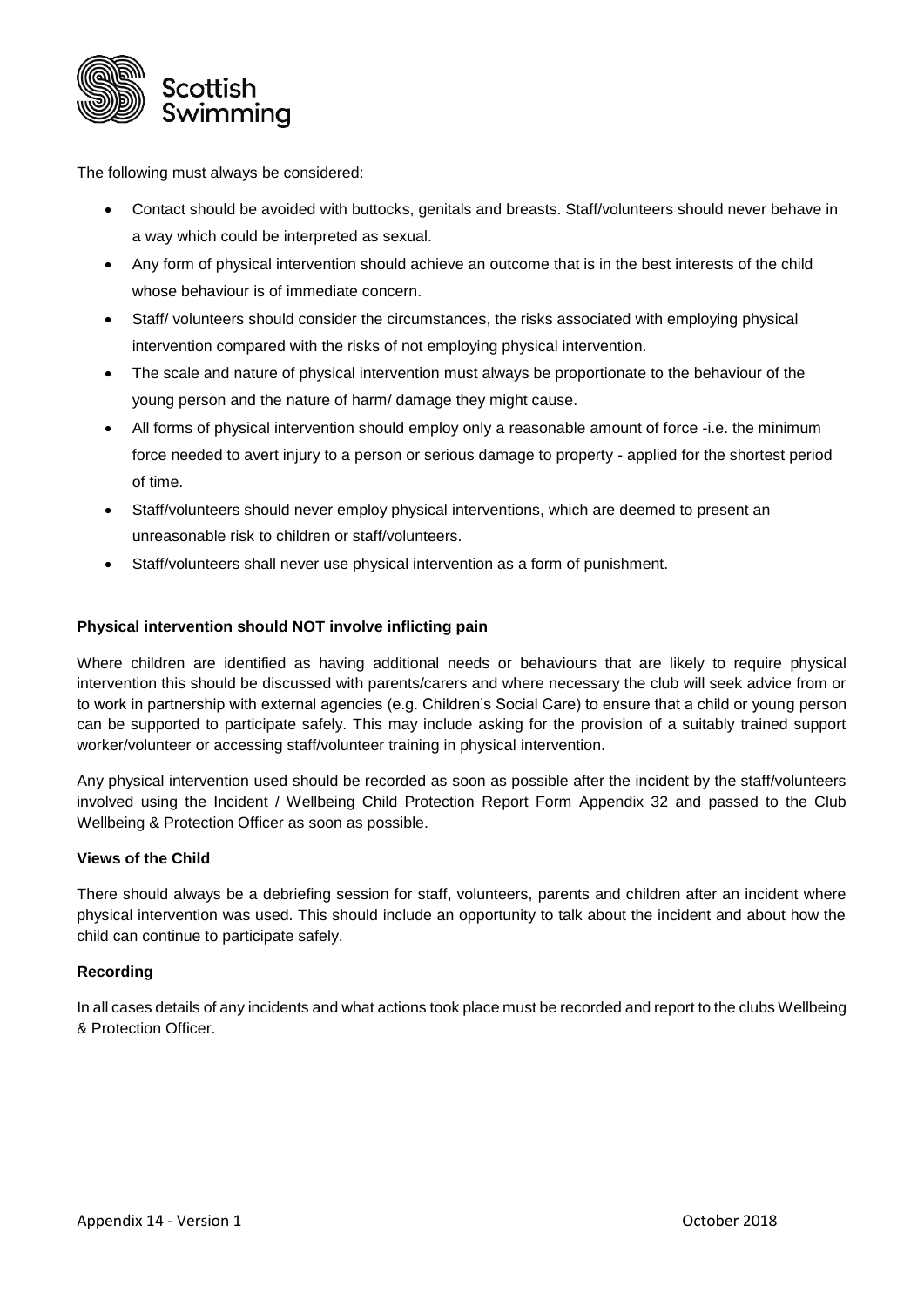The following must always be considered:

- Contact should be avoided with buttocks, genitals and breasts. Staff/volunteers should never behave in a way which could be interpreted as sexual.
- Any form of physical intervention should achieve an outcome that is in the best interests of the child whose behaviour is of immediate concern.
- Staff/ volunteers should consider the circumstances, the risks associated with employing physical intervention compared with the risks of not employing physical intervention.
- The scale and nature of physical intervention must always be proportionate to the behaviour of the young person and the nature of harm/ damage they might cause.
- All forms of physical intervention should employ only a reasonable amount of force -i.e. the minimum force needed to avert injury to a person or serious damage to property - applied for the shortest period of time.
- Staff/volunteers should never employ physical interventions, which are deemed to present an unreasonable risk to children or staff/volunteers.
- Staff/volunteers shall never use physical intervention as a form of punishment.

**Physical intervention should NOT involve inflicting pain**

Where children are identified as having additional needs or behaviours that are likely to require physical intervention this should be discussed with parents/carers and where necessary the club will seek advice from or to work in partnership with external agencies (e.g. Children's Social Care) to ensure that a child or young person can be supported to participate safely. This may include asking for the provision of a suitably trained support worker/volunteer or accessing staff/volunteer training in physical intervention.

Any physical intervention used should be recorded as soon as possible after the incident by the staff/volunteers involved using the Incident / Wellbeing Child Protection Report Form Appendix 32 and passed to the Club Wellbeing & Protection Officer as soon as possible.

**Views of the Child**

There should always be a debriefing session for staff, volunteers, parents and children after an incident where physical intervention was used. This should include an opportunity to talk about the incident and about how the child can continue to participate safely.

**Recording**

In all cases details of any incidents and what actions took place must be recorded and report to the clubs Wellbeing & Protection Officer.